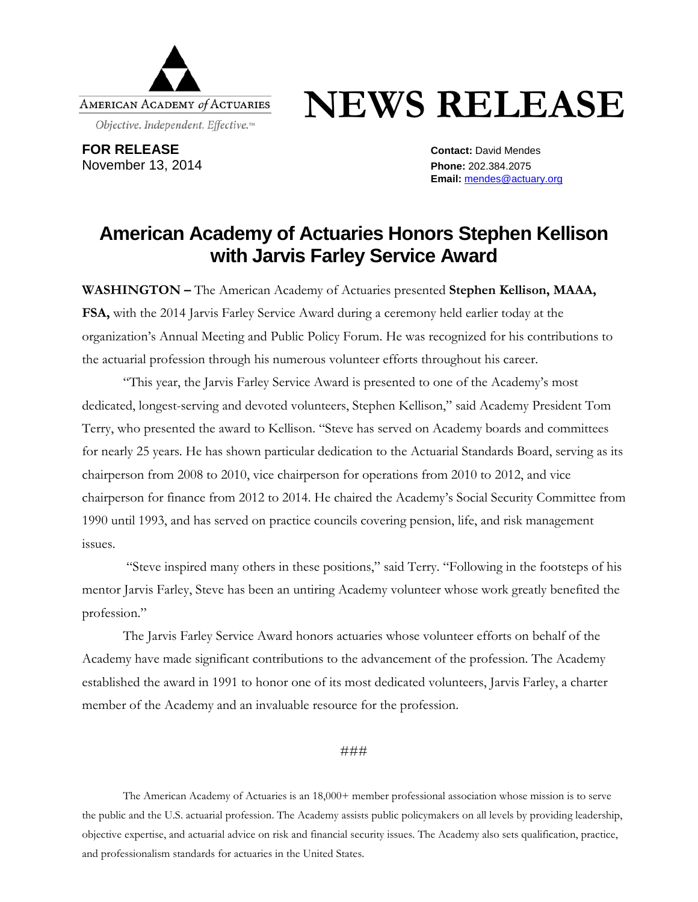AMERICAN ACADEMY *of* ACTUARIES

*Objective. Independent. Effective.*™

# NEWS RELEASE

**FOR RELEASE**
November 13, 2014

**Contact:** David Mendes
**Phone:** 202.384.2075
**Email:** mendes@actuary.org

## American Academy of Actuaries Honors Stephen Kellison with Jarvis Farley Service Award

**WASHINGTON –** The American Academy of Actuaries presented **Stephen Kellison, MAAA, FSA,** with the 2014 Jarvis Farley Service Award during a ceremony held earlier today at the organization's Annual Meeting and Public Policy Forum. He was recognized for his contributions to the actuarial profession through his numerous volunteer efforts throughout his career.

"This year, the Jarvis Farley Service Award is presented to one of the Academy's most dedicated, longest-serving and devoted volunteers, Stephen Kellison," said Academy President Tom Terry, who presented the award to Kellison. "Steve has served on Academy boards and committees for nearly 25 years. He has shown particular dedication to the Actuarial Standards Board, serving as its chairperson from 2008 to 2010, vice chairperson for operations from 2010 to 2012, and vice chairperson for finance from 2012 to 2014. He chaired the Academy's Social Security Committee from 1990 until 1993, and has served on practice councils covering pension, life, and risk management issues.

"Steve inspired many others in these positions," said Terry. "Following in the footsteps of his mentor Jarvis Farley, Steve has been an untiring Academy volunteer whose work greatly benefited the profession."

The Jarvis Farley Service Award honors actuaries whose volunteer efforts on behalf of the Academy have made significant contributions to the advancement of the profession. The Academy established the award in 1991 to honor one of its most dedicated volunteers, Jarvis Farley, a charter member of the Academy and an invaluable resource for the profession.

###

The American Academy of Actuaries is an 18,000+ member professional association whose mission is to serve the public and the U.S. actuarial profession. The Academy assists public policymakers on all levels by providing leadership, objective expertise, and actuarial advice on risk and financial security issues. The Academy also sets qualification, practice, and professionalism standards for actuaries in the United States.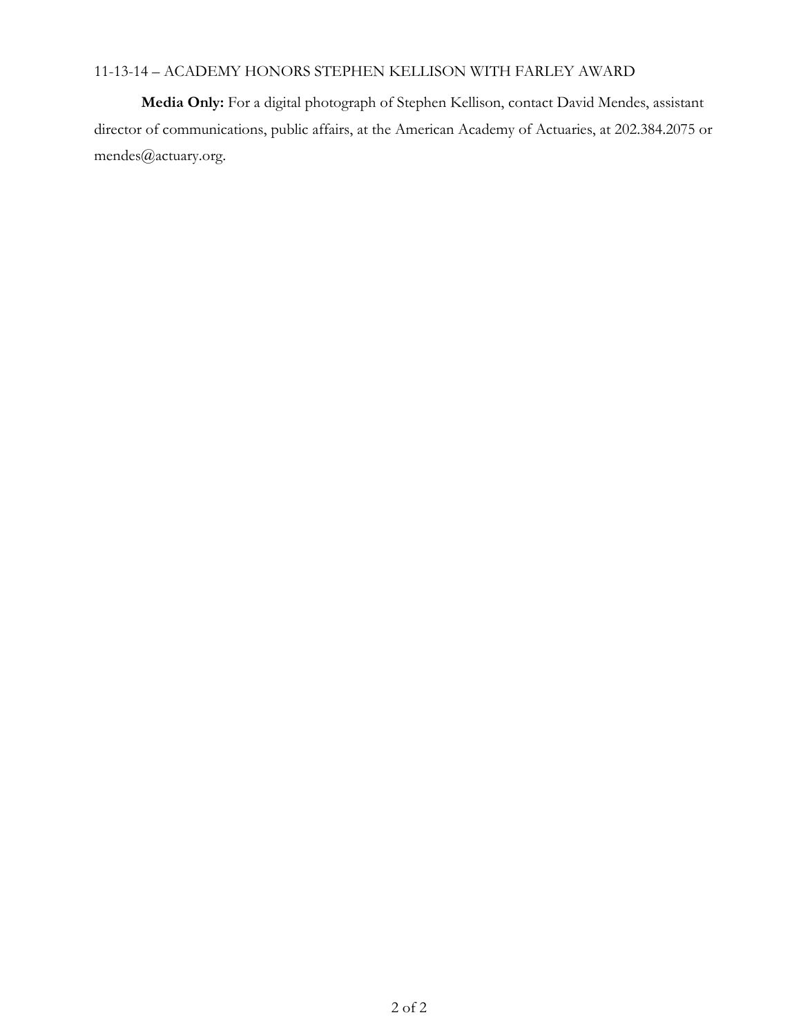**Media Only:** For a digital photograph of Stephen Kellison, contact David Mendes, assistant director of communications, public affairs, at the American Academy of Actuaries, at 202.384.2075 or mendes@actuary.org.